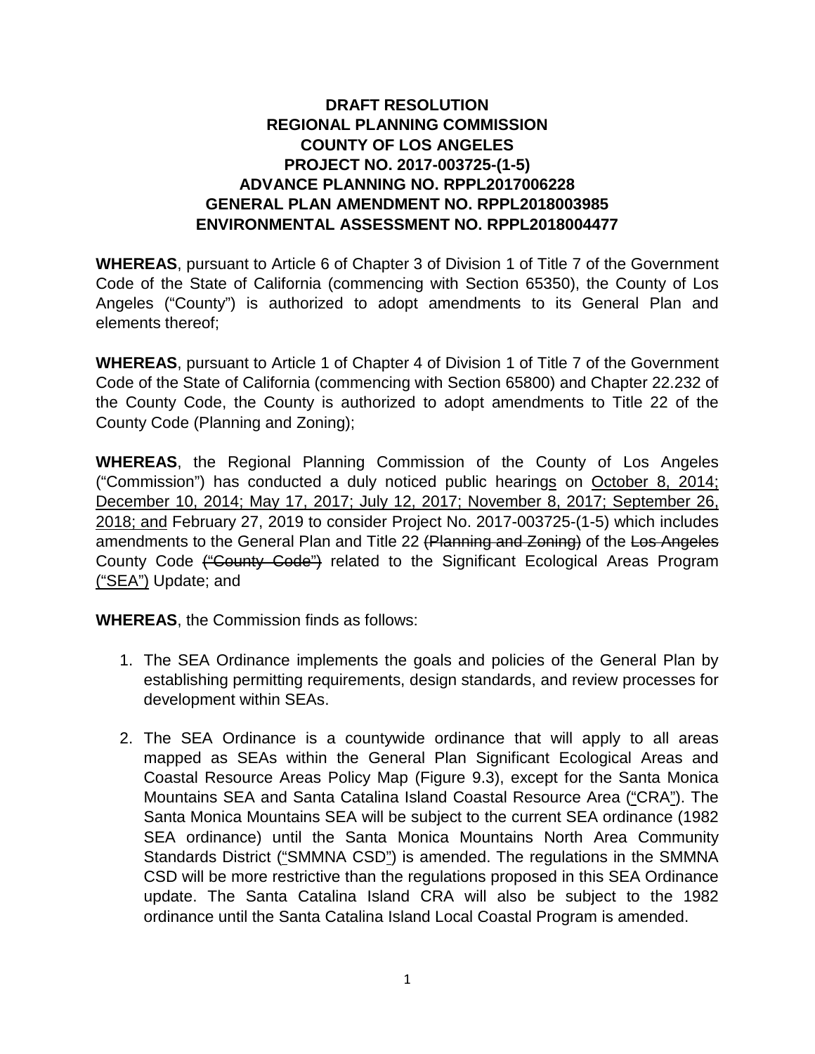# DRAFT RESOLUTION
# REGIONAL PLANNING COMMISSION
# COUNTY OF LOS ANGELES
# PROJECT NO. 2017-003725-(1-5)
# ADVANCE PLANNING NO. RPPL2017006228
# GENERAL PLAN AMENDMENT NO. RPPL2018003985
# ENVIRONMENTAL ASSESSMENT NO. RPPL2018004477

**WHEREAS**, pursuant to Article 6 of Chapter 3 of Division 1 of Title 7 of the Government Code of the State of California (commencing with Section 65350), the County of Los Angeles ("County") is authorized to adopt amendments to its General Plan and elements thereof;

**WHEREAS**, pursuant to Article 1 of Chapter 4 of Division 1 of Title 7 of the Government Code of the State of California (commencing with Section 65800) and Chapter 22.232 of the County Code, the County is authorized to adopt amendments to Title 22 of the County Code (Planning and Zoning);

**WHEREAS**, the Regional Planning Commission of the County of Los Angeles ("Commission") has conducted a duly noticed public hearings on October 8, 2014; December 10, 2014; May 17, 2017; July 12, 2017; November 8, 2017; September 26, 2018; and February 27, 2019 to consider Project No. 2017-003725-(1-5) which includes amendments to the General Plan and Title 22 ~~(Planning and Zoning)~~ of the ~~Los Angeles~~ County Code ~~("County Code")~~ related to the Significant Ecological Areas Program ("SEA") Update; and

**WHEREAS**, the Commission finds as follows:

1. The SEA Ordinance implements the goals and policies of the General Plan by establishing permitting requirements, design standards, and review processes for development within SEAs.

2. The SEA Ordinance is a countywide ordinance that will apply to all areas mapped as SEAs within the General Plan Significant Ecological Areas and Coastal Resource Areas Policy Map (Figure 9.3), except for the Santa Monica Mountains SEA and Santa Catalina Island Coastal Resource Area ("CRA"). The Santa Monica Mountains SEA will be subject to the current SEA ordinance (1982 SEA ordinance) until the Santa Monica Mountains North Area Community Standards District ("SMMNA CSD") is amended. The regulations in the SMMNA CSD will be more restrictive than the regulations proposed in this SEA Ordinance update. The Santa Catalina Island CRA will also be subject to the 1982 ordinance until the Santa Catalina Island Local Coastal Program is amended.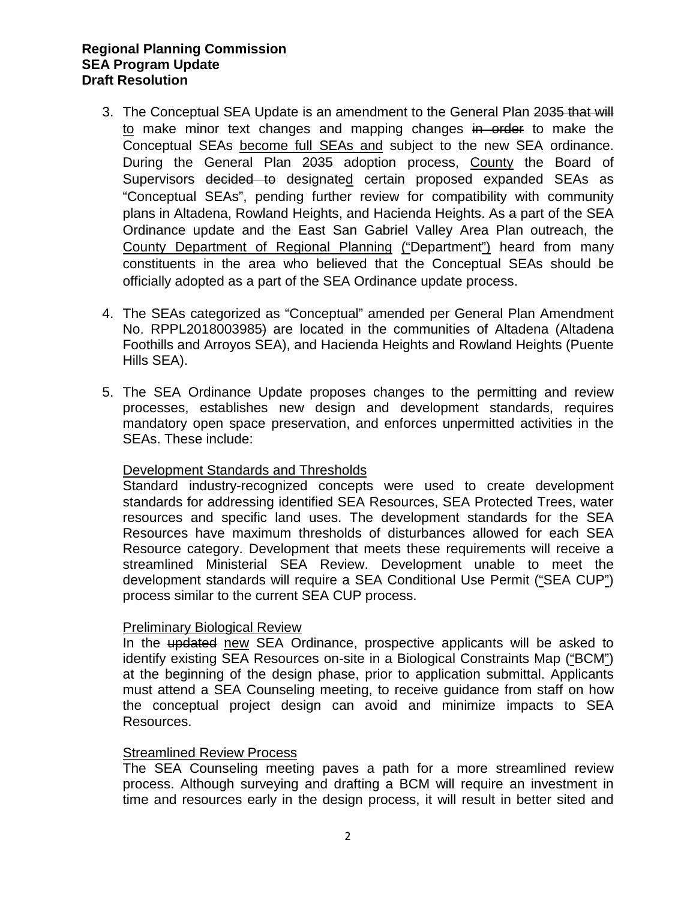3. The Conceptual SEA Update is an amendment to the General Plan ~~2035 that will~~ <u>to</u> make minor text changes and mapping changes ~~in order~~ to make the Conceptual SEAs <u>become full SEAs and</u> subject to the new SEA ordinance. During the General Plan ~~2035~~ adoption process, <u>County</u> the Board of Supervisors ~~decided to~~ designate<u>d</u> certain proposed expanded SEAs as "Conceptual SEAs", pending further review for compatibility with community plans in Altadena, Rowland Heights, and Hacienda Heights. As ~~a~~ part of the SEA Ordinance update and the East San Gabriel Valley Area Plan outreach, the <u>County Department of Regional Planning</u> <u>(</u>"Department"<u>)</u> heard from many constituents in the area who believed that the Conceptual SEAs should be officially adopted as a part of the SEA Ordinance update process.

4. The SEAs categorized as "Conceptual" amended per General Plan Amendment No. RPPL2018003985~~)~~ are located in the communities of Altadena (Altadena Foothills and Arroyos SEA), and Hacienda Heights and Rowland Heights (Puente Hills SEA).

5. The SEA Ordinance Update proposes changes to the permitting and review processes, establishes new design and development standards, requires mandatory open space preservation, and enforces unpermitted activities in the SEAs. These include:

   <u>Development Standards and Thresholds</u>
   Standard industry-recognized concepts were used to create development standards for addressing identified SEA Resources, SEA Protected Trees, water resources and specific land uses. The development standards for the SEA Resources have maximum thresholds of disturbances allowed for each SEA Resource category. Development that meets these requirements will receive a streamlined Ministerial SEA Review. Development unable to meet the development standards will require a SEA Conditional Use Permit <u>(</u>"SEA CUP"<u>)</u> process similar to the current SEA CUP process.

   <u>Preliminary Biological Review</u>
   In the ~~updated~~ <u>new</u> SEA Ordinance, prospective applicants will be asked to identify existing SEA Resources on-site in a Biological Constraints Map <u>(</u>"BCM"<u>)</u> at the beginning of the design phase, prior to application submittal. Applicants must attend a SEA Counseling meeting, to receive guidance from staff on how the conceptual project design can avoid and minimize impacts to SEA Resources.

   <u>Streamlined Review Process</u>
   The SEA Counseling meeting paves a path for a more streamlined review process. Although surveying and drafting a BCM will require an investment in time and resources early in the design process, it will result in better sited and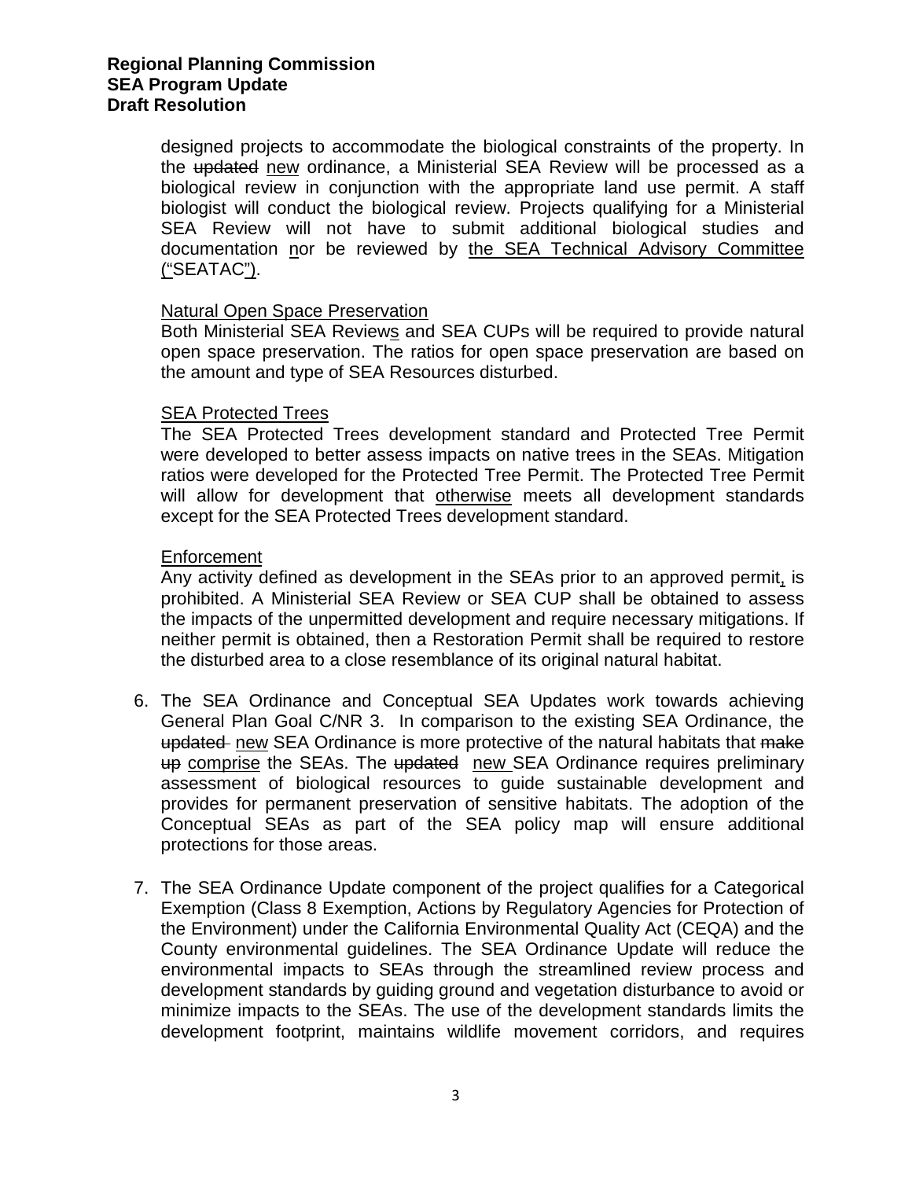designed projects to accommodate the biological constraints of the property. In the ~~updated~~ <u>new</u> ordinance, a Ministerial SEA Review will be processed as a biological review in conjunction with the appropriate land use permit. A staff biologist will conduct the biological review. Projects qualifying for a Ministerial SEA Review will not have to submit additional biological studies and documentation <u>n</u>or be reviewed by <u>the SEA Technical Advisory Committee (“SEATAC”)</u>.

<u>Natural Open Space Preservation</u>

Both Ministerial SEA Review<u>s</u> and SEA CUPs will be required to provide natural open space preservation. The ratios for open space preservation are based on the amount and type of SEA Resources disturbed.

<u>SEA Protected Trees</u>

The SEA Protected Trees development standard and Protected Tree Permit were developed to better assess impacts on native trees in the SEAs. Mitigation ratios were developed for the Protected Tree Permit. The Protected Tree Permit will allow for development that <u>otherwise</u> meets all development standards except for the SEA Protected Trees development standard.

<u>Enforcement</u>

Any activity defined as development in the SEAs prior to an approved permit<u>,</u> is prohibited. A Ministerial SEA Review or SEA CUP shall be obtained to assess the impacts of the unpermitted development and require necessary mitigations. If neither permit is obtained, then a Restoration Permit shall be required to restore the disturbed area to a close resemblance of its original natural habitat.

6. The SEA Ordinance and Conceptual SEA Updates work towards achieving General Plan Goal C/NR 3. In comparison to the existing SEA Ordinance, the ~~updated~~ <u>new</u> SEA Ordinance is more protective of the natural habitats that ~~make up~~ <u>comprise</u> the SEAs. The ~~updated~~ <u>new</u> SEA Ordinance requires preliminary assessment of biological resources to guide sustainable development and provides for permanent preservation of sensitive habitats. The adoption of the Conceptual SEAs as part of the SEA policy map will ensure additional protections for those areas.

7. The SEA Ordinance Update component of the project qualifies for a Categorical Exemption (Class 8 Exemption, Actions by Regulatory Agencies for Protection of the Environment) under the California Environmental Quality Act (CEQA) and the County environmental guidelines. The SEA Ordinance Update will reduce the environmental impacts to SEAs through the streamlined review process and development standards by guiding ground and vegetation disturbance to avoid or minimize impacts to the SEAs. The use of the development standards limits the development footprint, maintains wildlife movement corridors, and requires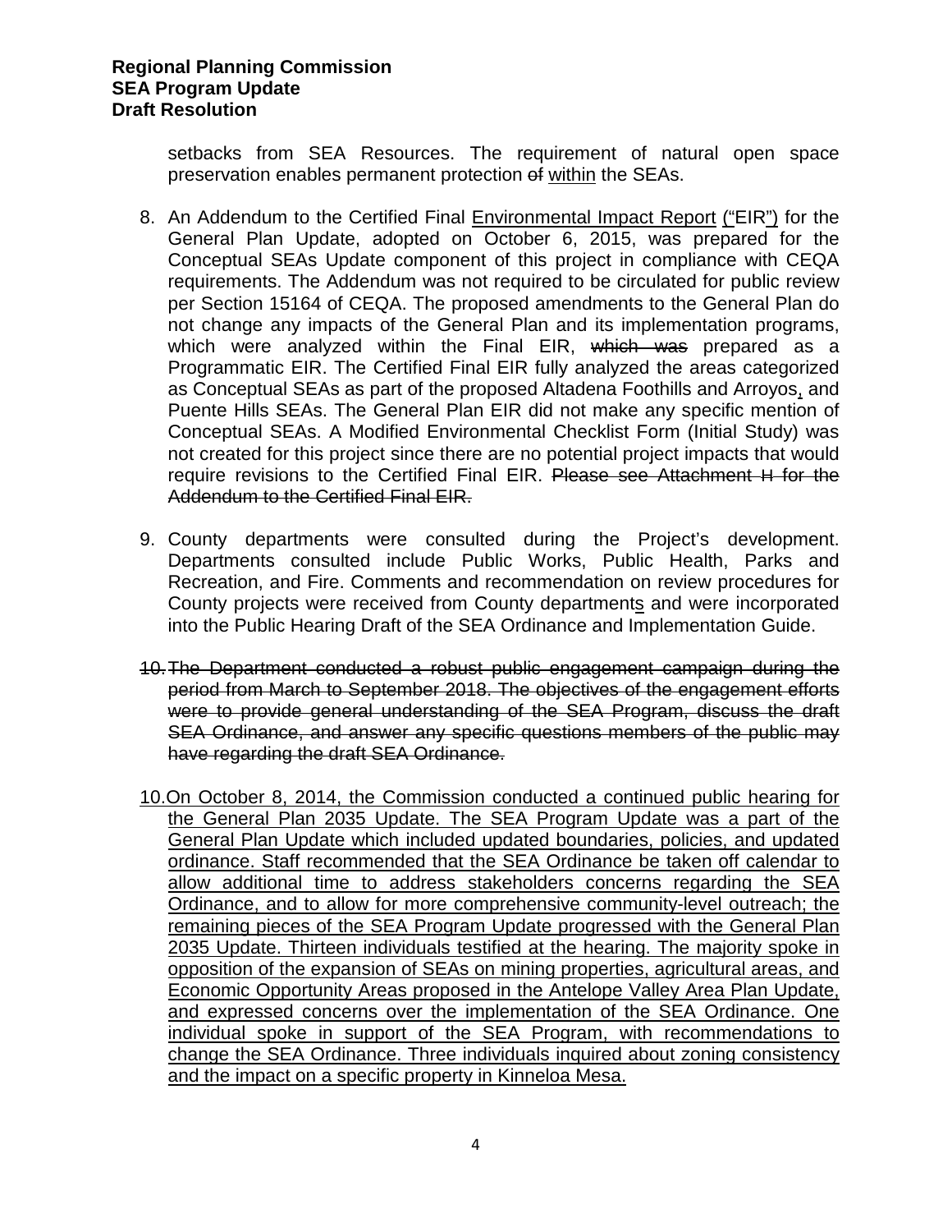setbacks from SEA Resources. The requirement of natural open space preservation enables permanent protection ~~of~~ <u>within</u> the SEAs.

8. An Addendum to the Certified Final <u>Environmental Impact Report</u> <u>("</u>EIR<u>")</u> for the General Plan Update, adopted on October 6, 2015, was prepared for the Conceptual SEAs Update component of this project in compliance with CEQA requirements. The Addendum was not required to be circulated for public review per Section 15164 of CEQA. The proposed amendments to the General Plan do not change any impacts of the General Plan and its implementation programs, which were analyzed within the Final EIR, ~~which was~~ prepared as a Programmatic EIR. The Certified Final EIR fully analyzed the areas categorized as Conceptual SEAs as part of the proposed Altadena Foothills and Arroyos<u>,</u> and Puente Hills SEAs. The General Plan EIR did not make any specific mention of Conceptual SEAs. A Modified Environmental Checklist Form (Initial Study) was not created for this project since there are no potential project impacts that would require revisions to the Certified Final EIR. ~~Please see Attachment H for the Addendum to the Certified Final EIR.~~

9. County departments were consulted during the Project's development. Departments consulted include Public Works, Public Health, Parks and Recreation, and Fire. Comments and recommendation on review procedures for County projects were received from County department<u>s</u> and were incorporated into the Public Hearing Draft of the SEA Ordinance and Implementation Guide.

~~10. The Department conducted a robust public engagement campaign during the period from March to September 2018. The objectives of the engagement efforts were to provide general understanding of the SEA Program, discuss the draft SEA Ordinance, and answer any specific questions members of the public may have regarding the draft SEA Ordinance.~~

<u>10. On October 8, 2014, the Commission conducted a continued public hearing for the General Plan 2035 Update. The SEA Program Update was a part of the General Plan Update which included updated boundaries, policies, and updated ordinance. Staff recommended that the SEA Ordinance be taken off calendar to allow additional time to address stakeholders concerns regarding the SEA Ordinance, and to allow for more comprehensive community-level outreach; the remaining pieces of the SEA Program Update progressed with the General Plan 2035 Update. Thirteen individuals testified at the hearing. The majority spoke in opposition of the expansion of SEAs on mining properties, agricultural areas, and Economic Opportunity Areas proposed in the Antelope Valley Area Plan Update, and expressed concerns over the implementation of the SEA Ordinance. One individual spoke in support of the SEA Program, with recommendations to change the SEA Ordinance. Three individuals inquired about zoning consistency and the impact on a specific property in Kinneloa Mesa.</u>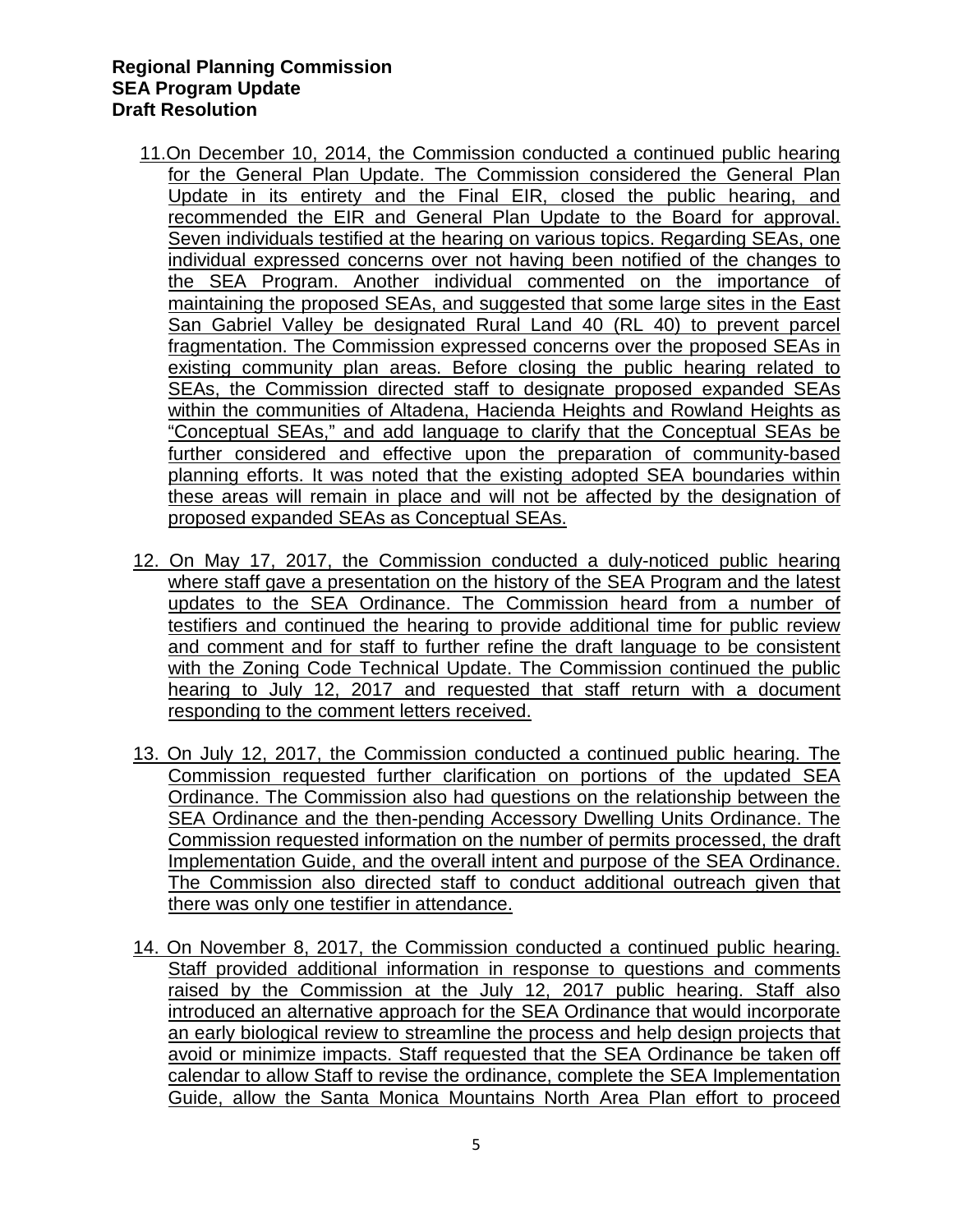**Regional Planning Commission**
**SEA Program Update**
**Draft Resolution**

11. On December 10, 2014, the Commission conducted a continued public hearing for the General Plan Update. The Commission considered the General Plan Update in its entirety and the Final EIR, closed the public hearing, and recommended the EIR and General Plan Update to the Board for approval. Seven individuals testified at the hearing on various topics. Regarding SEAs, one individual expressed concerns over not having been notified of the changes to the SEA Program. Another individual commented on the importance of maintaining the proposed SEAs, and suggested that some large sites in the East San Gabriel Valley be designated Rural Land 40 (RL 40) to prevent parcel fragmentation. The Commission expressed concerns over the proposed SEAs in existing community plan areas. Before closing the public hearing related to SEAs, the Commission directed staff to designate proposed expanded SEAs within the communities of Altadena, Hacienda Heights and Rowland Heights as "Conceptual SEAs," and add language to clarify that the Conceptual SEAs be further considered and effective upon the preparation of community-based planning efforts. It was noted that the existing adopted SEA boundaries within these areas will remain in place and will not be affected by the designation of proposed expanded SEAs as Conceptual SEAs.

12. On May 17, 2017, the Commission conducted a duly-noticed public hearing where staff gave a presentation on the history of the SEA Program and the latest updates to the SEA Ordinance. The Commission heard from a number of testifiers and continued the hearing to provide additional time for public review and comment and for staff to further refine the draft language to be consistent with the Zoning Code Technical Update. The Commission continued the public hearing to July 12, 2017 and requested that staff return with a document responding to the comment letters received.

13. On July 12, 2017, the Commission conducted a continued public hearing. The Commission requested further clarification on portions of the updated SEA Ordinance. The Commission also had questions on the relationship between the SEA Ordinance and the then-pending Accessory Dwelling Units Ordinance. The Commission requested information on the number of permits processed, the draft Implementation Guide, and the overall intent and purpose of the SEA Ordinance. The Commission also directed staff to conduct additional outreach given that there was only one testifier in attendance.

14. On November 8, 2017, the Commission conducted a continued public hearing. Staff provided additional information in response to questions and comments raised by the Commission at the July 12, 2017 public hearing. Staff also introduced an alternative approach for the SEA Ordinance that would incorporate an early biological review to streamline the process and help design projects that avoid or minimize impacts. Staff requested that the SEA Ordinance be taken off calendar to allow Staff to revise the ordinance, complete the SEA Implementation Guide, allow the Santa Monica Mountains North Area Plan effort to proceed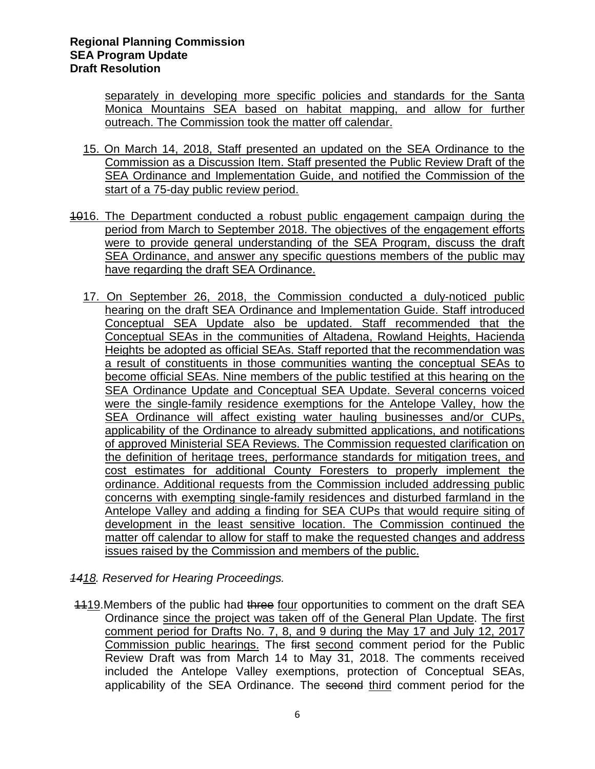separately in developing more specific policies and standards for the Santa Monica Mountains SEA based on habitat mapping, and allow for further outreach. The Commission took the matter off calendar.

15. On March 14, 2018, Staff presented an updated on the SEA Ordinance to the Commission as a Discussion Item. Staff presented the Public Review Draft of the SEA Ordinance and Implementation Guide, and notified the Commission of the start of a 75-day public review period.

~~10~~16. The Department conducted a robust public engagement campaign during the period from March to September 2018. The objectives of the engagement efforts were to provide general understanding of the SEA Program, discuss the draft SEA Ordinance, and answer any specific questions members of the public may have regarding the draft SEA Ordinance.

17. On September 26, 2018, the Commission conducted a duly-noticed public hearing on the draft SEA Ordinance and Implementation Guide. Staff introduced Conceptual SEA Update also be updated. Staff recommended that the Conceptual SEAs in the communities of Altadena, Rowland Heights, Hacienda Heights be adopted as official SEAs. Staff reported that the recommendation was a result of constituents in those communities wanting the conceptual SEAs to become official SEAs. Nine members of the public testified at this hearing on the SEA Ordinance Update and Conceptual SEA Update. Several concerns voiced were the single-family residence exemptions for the Antelope Valley, how the SEA Ordinance will affect existing water hauling businesses and/or CUPs, applicability of the Ordinance to already submitted applications, and notifications of approved Ministerial SEA Reviews. The Commission requested clarification on the definition of heritage trees, performance standards for mitigation trees, and cost estimates for additional County Foresters to properly implement the ordinance. Additional requests from the Commission included addressing public concerns with exempting single-family residences and disturbed farmland in the Antelope Valley and adding a finding for SEA CUPs that would require siting of development in the least sensitive location. The Commission continued the matter off calendar to allow for staff to make the requested changes and address issues raised by the Commission and members of the public.

*~~14~~18. Reserved for Hearing Proceedings.*

~~11~~19. Members of the public had ~~three~~ four opportunities to comment on the draft SEA Ordinance since the project was taken off of the General Plan Update. The first comment period for Drafts No. 7, 8, and 9 during the May 17 and July 12, 2017 Commission public hearings. The ~~first~~ second comment period for the Public Review Draft was from March 14 to May 31, 2018. The comments received included the Antelope Valley exemptions, protection of Conceptual SEAs, applicability of the SEA Ordinance. The ~~second~~ third comment period for the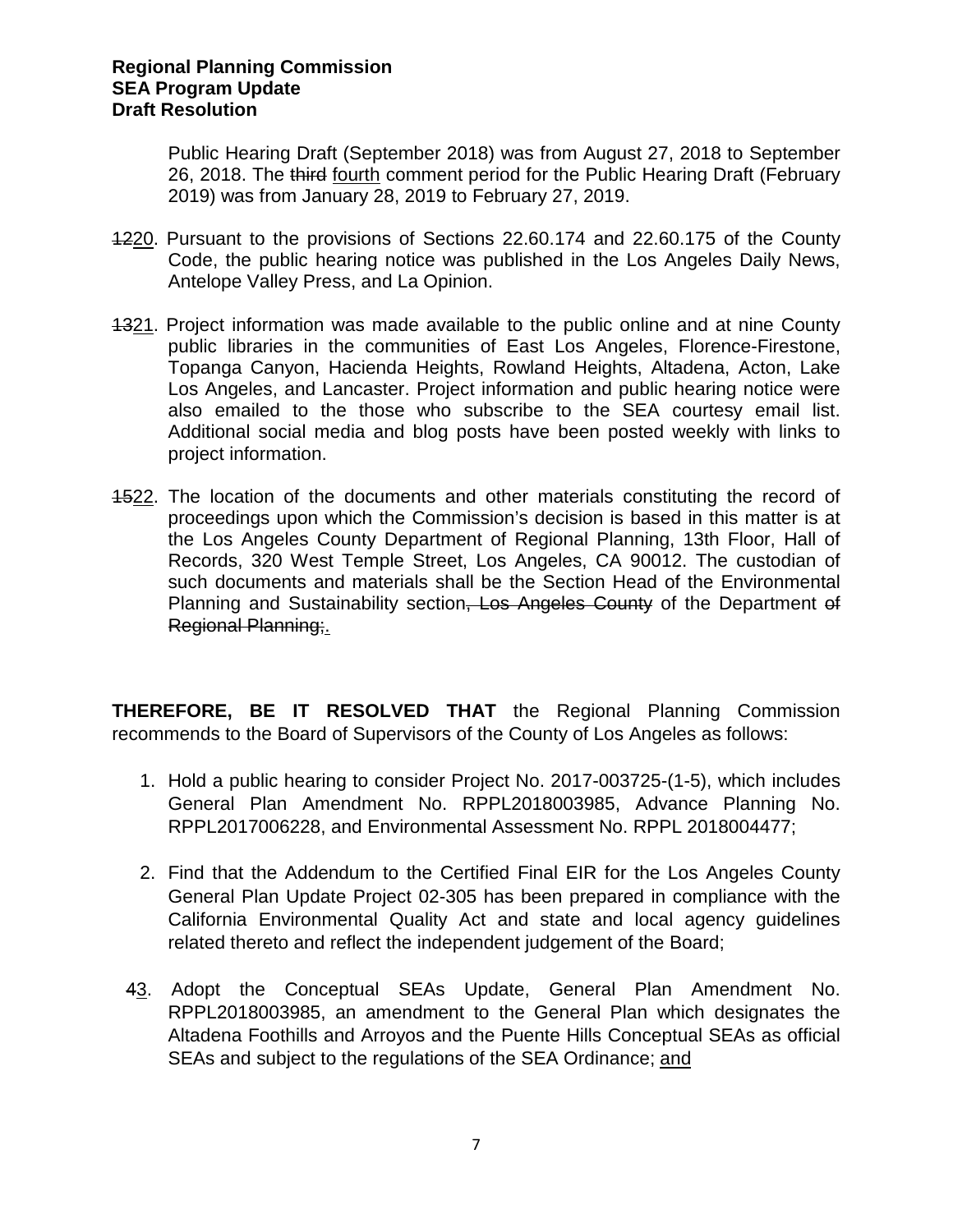Public Hearing Draft (September 2018) was from August 27, 2018 to September 26, 2018. The ~~third~~ <u>fourth</u> comment period for the Public Hearing Draft (February 2019) was from January 28, 2019 to February 27, 2019.

~~12~~<u>20</u>. Pursuant to the provisions of Sections 22.60.174 and 22.60.175 of the County Code, the public hearing notice was published in the Los Angeles Daily News, Antelope Valley Press, and La Opinion.

~~13~~<u>21</u>. Project information was made available to the public online and at nine County public libraries in the communities of East Los Angeles, Florence-Firestone, Topanga Canyon, Hacienda Heights, Rowland Heights, Altadena, Acton, Lake Los Angeles, and Lancaster. Project information and public hearing notice were also emailed to the those who subscribe to the SEA courtesy email list. Additional social media and blog posts have been posted weekly with links to project information.

~~15~~<u>22</u>. The location of the documents and other materials constituting the record of proceedings upon which the Commission's decision is based in this matter is at the Los Angeles County Department of Regional Planning, 13th Floor, Hall of Records, 320 West Temple Street, Los Angeles, CA 90012. The custodian of such documents and materials shall be the Section Head of the Environmental Planning and Sustainability section~~, Los Angeles County~~ of the Department ~~of Regional Planning;~~<u>.</u>

**THEREFORE, BE IT RESOLVED THAT** the Regional Planning Commission recommends to the Board of Supervisors of the County of Los Angeles as follows:

1. Hold a public hearing to consider Project No. 2017-003725-(1-5), which includes General Plan Amendment No. RPPL2018003985, Advance Planning No. RPPL2017006228, and Environmental Assessment No. RPPL 2018004477;

2. Find that the Addendum to the Certified Final EIR for the Los Angeles County General Plan Update Project 02-305 has been prepared in compliance with the California Environmental Quality Act and state and local agency guidelines related thereto and reflect the independent judgement of the Board;

~~4~~<u>3</u>. Adopt the Conceptual SEAs Update, General Plan Amendment No. RPPL2018003985, an amendment to the General Plan which designates the Altadena Foothills and Arroyos and the Puente Hills Conceptual SEAs as official SEAs and subject to the regulations of the SEA Ordinance; <u>and</u>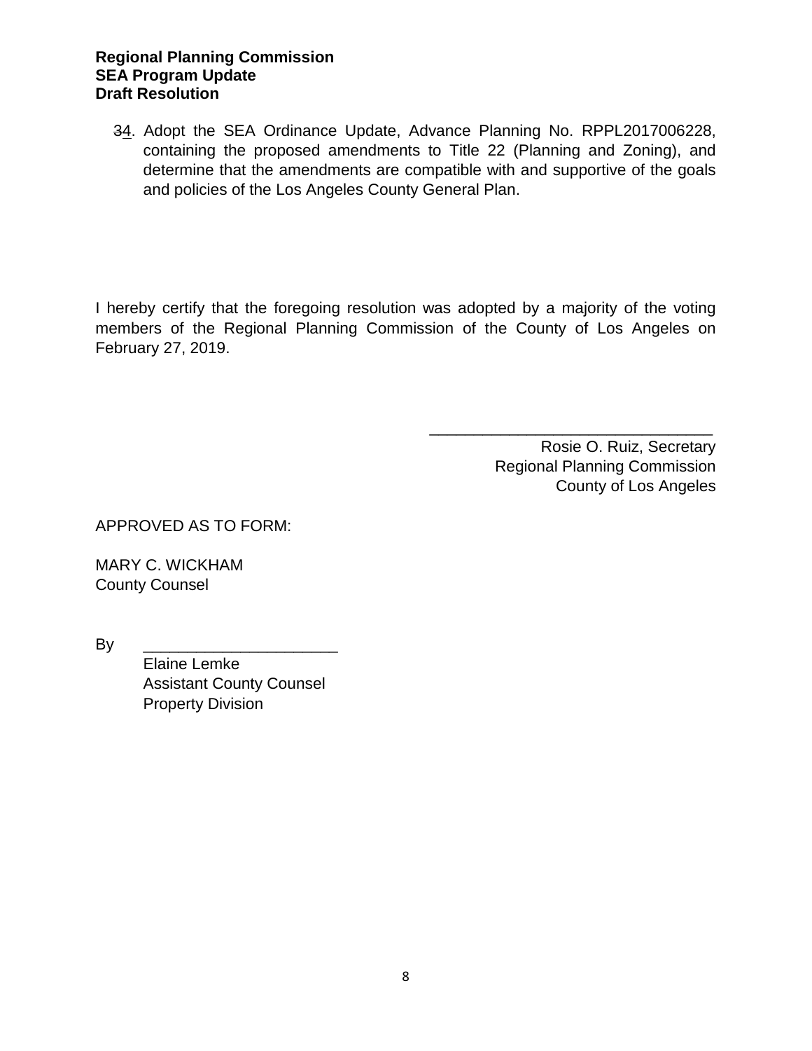**Regional Planning Commission**
**SEA Program Update**
**Draft Resolution**

~~3~~4. Adopt the SEA Ordinance Update, Advance Planning No. RPPL2017006228, containing the proposed amendments to Title 22 (Planning and Zoning), and determine that the amendments are compatible with and supportive of the goals and policies of the Los Angeles County General Plan.

I hereby certify that the foregoing resolution was adopted by a majority of the voting members of the Regional Planning Commission of the County of Los Angeles on February 27, 2019.

\_\_\_\_\_\_\_\_\_\_\_\_\_\_\_\_\_\_\_\_\_\_\_\_\_\_\_\_\_\_\_\_
Rosie O. Ruiz, Secretary
Regional Planning Commission
County of Los Angeles

APPROVED AS TO FORM:

MARY C. WICKHAM
County Counsel

By \_\_\_\_\_\_\_\_\_\_\_\_\_\_\_\_\_\_\_\_\_\_
Elaine Lemke
Assistant County Counsel
Property Division